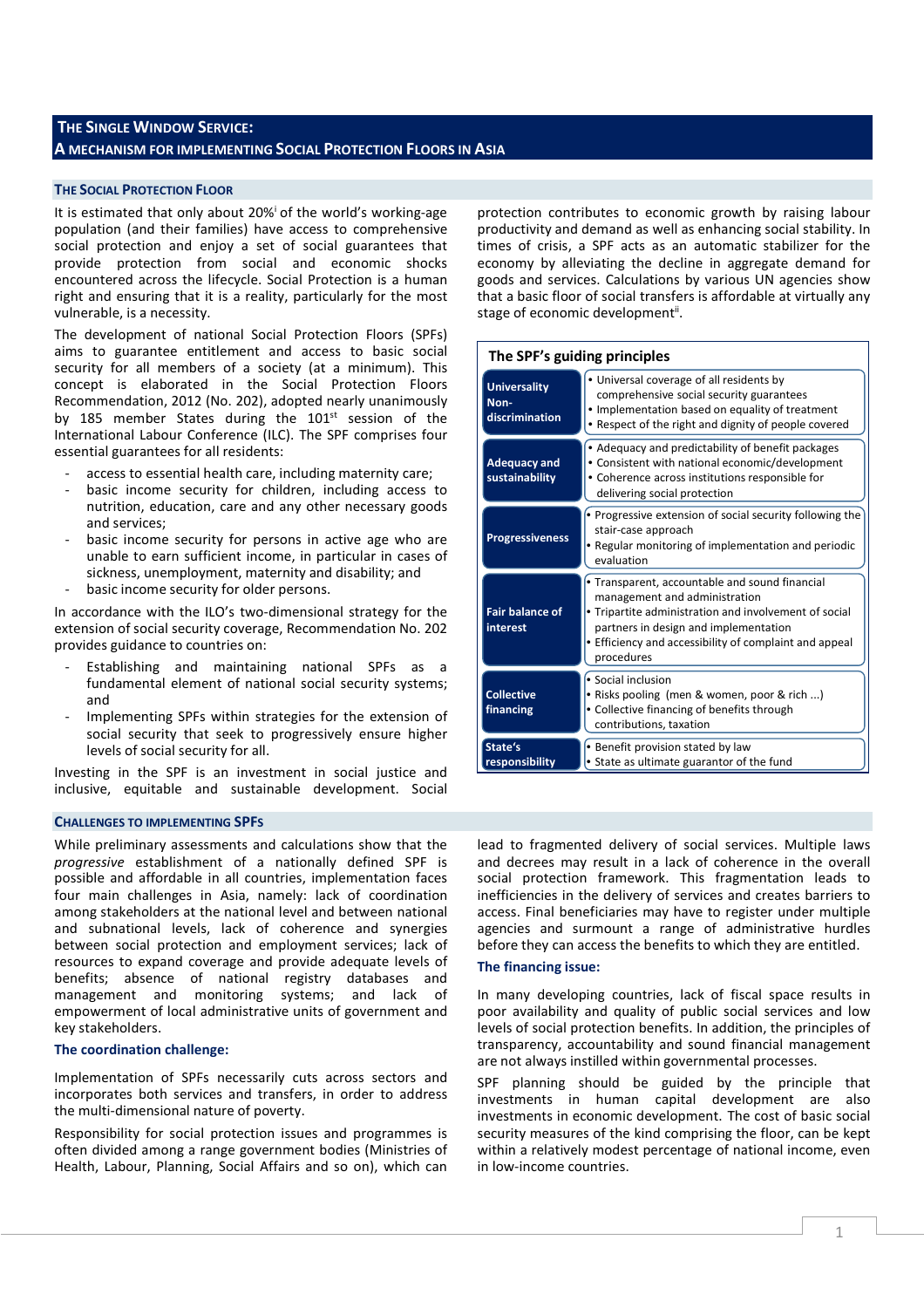# THE SINGLE WINDOW SERVICE:
# A MECHANISM FOR IMPLEMENTING SOCIAL PROTECTION FLOORS IN ASIA

## THE SOCIAL PROTECTION FLOOR

It is estimated that only about 20%[i] of the world's working-age population (and their families) have access to comprehensive social protection and enjoy a set of social guarantees that provide protection from social and economic shocks encountered across the lifecycle. Social Protection is a human right and ensuring that it is a reality, particularly for the most vulnerable, is a necessity.

The development of national Social Protection Floors (SPFs) aims to guarantee entitlement and access to basic social security for all members of a society (at a minimum). This concept is elaborated in the Social Protection Floors Recommendation, 2012 (No. 202), adopted nearly unanimously by 185 member States during the 101st session of the International Labour Conference (ILC). The SPF comprises four essential guarantees for all residents:

- access to essential health care, including maternity care;
- basic income security for children, including access to nutrition, education, care and any other necessary goods and services;
- basic income security for persons in active age who are unable to earn sufficient income, in particular in cases of sickness, unemployment, maternity and disability; and
- basic income security for older persons.

In accordance with the ILO's two-dimensional strategy for the extension of social security coverage, Recommendation No. 202 provides guidance to countries on:

- Establishing and maintaining national SPFs as a fundamental element of national social security systems; and
- Implementing SPFs within strategies for the extension of social security that seek to progressively ensure higher levels of social security for all.

Investing in the SPF is an investment in social justice and inclusive, equitable and sustainable development. Social protection contributes to economic growth by raising labour productivity and demand as well as enhancing social stability. In times of crisis, a SPF acts as an automatic stabilizer for the economy by alleviating the decline in aggregate demand for goods and services. Calculations by various UN agencies show that a basic floor of social transfers is affordable at virtually any stage of economic development[ii].

**The SPF's guiding principles**

| Principle | Description |
|---|---|
| **Universality Non-discrimination** | • Universal coverage of all residents by comprehensive social security guarantees<br>• Implementation based on equality of treatment<br>• Respect of the right and dignity of people covered |
| **Adequacy and sustainability** | • Adequacy and predictability of benefit packages<br>• Consistent with national economic/development<br>• Coherence across institutions responsible for delivering social protection |
| **Progressiveness** | • Progressive extension of social security following the stair-case approach<br>• Regular monitoring of implementation and periodic evaluation |
| **Fair balance of interest** | • Transparent, accountable and sound financial management and administration<br>• Tripartite administration and involvement of social partners in design and implementation<br>• Efficiency and accessibility of complaint and appeal procedures |
| **Collective financing** | • Social inclusion<br>• Risks pooling (men & women, poor & rich ...)<br>• Collective financing of benefits through contributions, taxation |
| **State's responsibility** | • Benefit provision stated by law<br>• State as ultimate guarantor of the fund |

## CHALLENGES TO IMPLEMENTING SPFS

While preliminary assessments and calculations show that the *progressive* establishment of a nationally defined SPF is possible and affordable in all countries, implementation faces four main challenges in Asia, namely: lack of coordination among stakeholders at the national level and between national and subnational levels, lack of coherence and synergies between social protection and employment services; lack of resources to expand coverage and provide adequate levels of benefits; absence of national registry databases and management and monitoring systems; and lack of empowerment of local administrative units of government and key stakeholders.

### The coordination challenge:

Implementation of SPFs necessarily cuts across sectors and incorporates both services and transfers, in order to address the multi-dimensional nature of poverty.

Responsibility for social protection issues and programmes is often divided among a range government bodies (Ministries of Health, Labour, Planning, Social Affairs and so on), which can lead to fragmented delivery of social services. Multiple laws and decrees may result in a lack of coherence in the overall social protection framework. This fragmentation leads to inefficiencies in the delivery of services and creates barriers to access. Final beneficiaries may have to register under multiple agencies and surmount a range of administrative hurdles before they can access the benefits to which they are entitled.

### The financing issue:

In many developing countries, lack of fiscal space results in poor availability and quality of public social services and low levels of social protection benefits. In addition, the principles of transparency, accountability and sound financial management are not always instilled within governmental processes.

SPF planning should be guided by the principle that investments in human capital development are also investments in economic development. The cost of basic social security measures of the kind comprising the floor, can be kept within a relatively modest percentage of national income, even in low-income countries.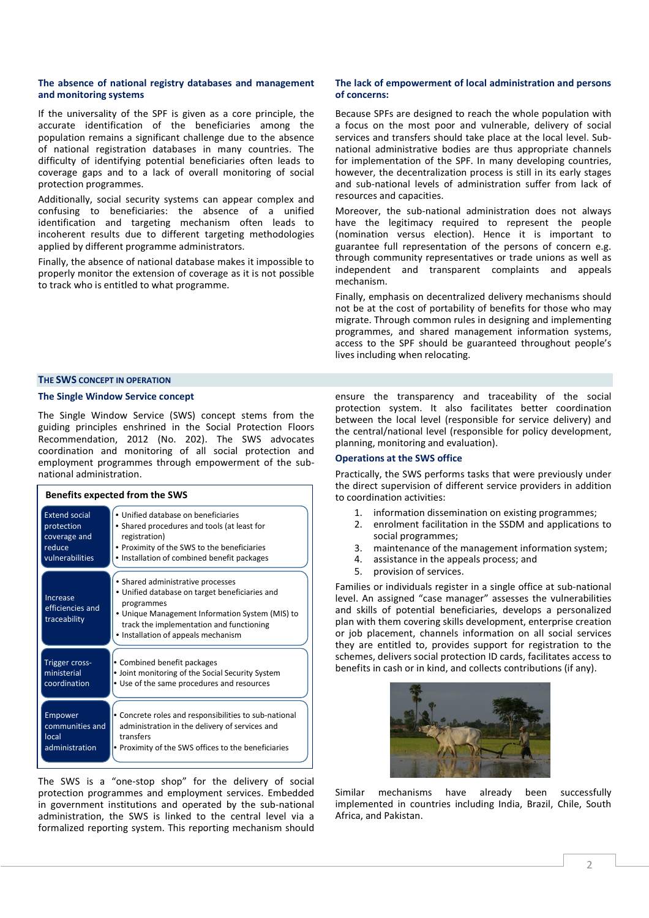### The absence of national registry databases and management and monitoring systems

If the universality of the SPF is given as a core principle, the accurate identification of the beneficiaries among the population remains a significant challenge due to the absence of national registration databases in many countries. The difficulty of identifying potential beneficiaries often leads to coverage gaps and to a lack of overall monitoring of social protection programmes.

Additionally, social security systems can appear complex and confusing to beneficiaries: the absence of a unified identification and targeting mechanism often leads to incoherent results due to different targeting methodologies applied by different programme administrators.

Finally, the absence of national database makes it impossible to properly monitor the extension of coverage as it is not possible to track who is entitled to what programme.

### The lack of empowerment of local administration and persons of concerns:

Because SPFs are designed to reach the whole population with a focus on the most poor and vulnerable, delivery of social services and transfers should take place at the local level. Sub-national administrative bodies are thus appropriate channels for implementation of the SPF. In many developing countries, however, the decentralization process is still in its early stages and sub-national levels of administration suffer from lack of resources and capacities.

Moreover, the sub-national administration does not always have the legitimacy required to represent the people (nomination versus election). Hence it is important to guarantee full representation of the persons of concern e.g. through community representatives or trade unions as well as independent and transparent complaints and appeals mechanism.

Finally, emphasis on decentralized delivery mechanisms should not be at the cost of portability of benefits for those who may migrate. Through common rules in designing and implementing programmes, and shared management information systems, access to the SPF should be guaranteed throughout people's lives including when relocating.

## The SWS concept in operation

### The Single Window Service concept

The Single Window Service (SWS) concept stems from the guiding principles enshrined in the Social Protection Floors Recommendation, 2012 (No. 202). The SWS advocates coordination and monitoring of all social protection and employment programmes through empowerment of the sub-national administration.

**Benefits expected from the SWS**

| Objective | Benefits |
|---|---|
| Extend social protection coverage and reduce vulnerabilities | • Unified database on beneficiaries<br>• Shared procedures and tools (at least for registration)<br>• Proximity of the SWS to the beneficiaries<br>• Installation of combined benefit packages |
| Increase efficiencies and traceability | • Shared administrative processes<br>• Unified database on target beneficiaries and programmes<br>• Unique Management Information System (MIS) to track the implementation and functioning<br>• Installation of appeals mechanism |
| Trigger cross-ministerial coordination | • Combined benefit packages<br>• Joint monitoring of the Social Security System<br>• Use of the same procedures and resources |
| Empower communities and local administration | • Concrete roles and responsibilities to sub-national administration in the delivery of services and transfers<br>• Proximity of the SWS offices to the beneficiaries |

The SWS is a "one-stop shop" for the delivery of social protection programmes and employment services. Embedded in government institutions and operated by the sub-national administration, the SWS is linked to the central level via a formalized reporting system. This reporting mechanism should ensure the transparency and traceability of the social protection system. It also facilitates better coordination between the local level (responsible for service delivery) and the central/national level (responsible for policy development, planning, monitoring and evaluation).

### Operations at the SWS office

Practically, the SWS performs tasks that were previously under the direct supervision of different service providers in addition to coordination activities:

1. information dissemination on existing programmes;
2. enrolment facilitation in the SSDM and applications to social programmes;
3. maintenance of the management information system;
4. assistance in the appeals process; and
5. provision of services.

Families or individuals register in a single office at sub-national level. An assigned "case manager" assesses the vulnerabilities and skills of potential beneficiaries, develops a personalized plan with them covering skills development, enterprise creation or job placement, channels information on all social services they are entitled to, provides support for registration to the schemes, delivers social protection ID cards, facilitates access to benefits in cash or in kind, and collects contributions (if any).

Similar mechanisms have already been successfully implemented in countries including India, Brazil, Chile, South Africa, and Pakistan.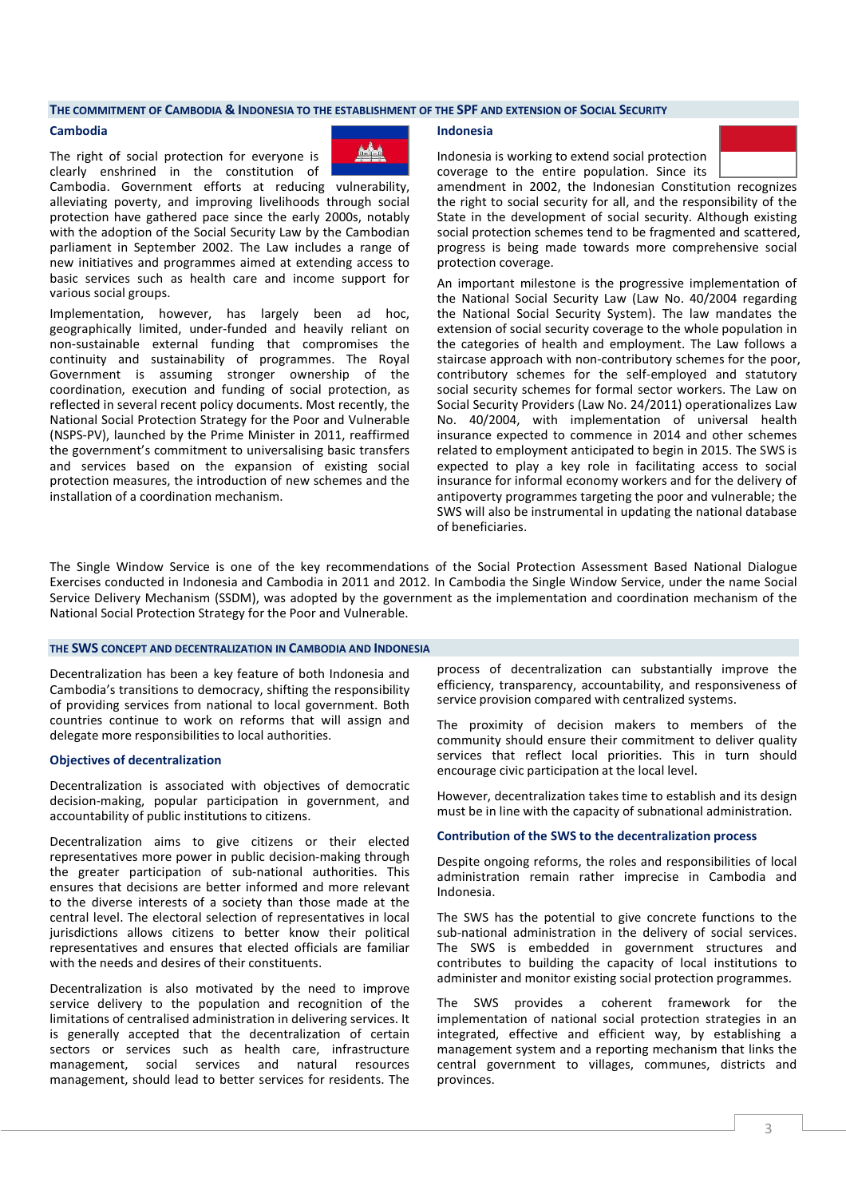## The commitment of Cambodia & Indonesia to the establishment of the SPF and extension of social security

### Cambodia

The right of social protection for everyone is clearly enshrined in the constitution of Cambodia. Government efforts at reducing vulnerability, alleviating poverty, and improving livelihoods through social protection have gathered pace since the early 2000s, notably with the adoption of the Social Security Law by the Cambodian parliament in September 2002. The Law includes a range of new initiatives and programmes aimed at extending access to basic services such as health care and income support for various social groups.

Implementation, however, has largely been ad hoc, geographically limited, under-funded and heavily reliant on non-sustainable external funding that compromises the continuity and sustainability of programmes. The Royal Government is assuming stronger ownership of the coordination, execution and funding of social protection, as reflected in several recent policy documents. Most recently, the National Social Protection Strategy for the Poor and Vulnerable (NSPS-PV), launched by the Prime Minister in 2011, reaffirmed the government's commitment to universalising basic transfers and services based on the expansion of existing social protection measures, the introduction of new schemes and the installation of a coordination mechanism.

### Indonesia

Indonesia is working to extend social protection coverage to the entire population. Since its amendment in 2002, the Indonesian Constitution recognizes the right to social security for all, and the responsibility of the State in the development of social security. Although existing social protection schemes tend to be fragmented and scattered, progress is being made towards more comprehensive social protection coverage.

An important milestone is the progressive implementation of the National Social Security Law (Law No. 40/2004 regarding the National Social Security System). The law mandates the extension of social security coverage to the whole population in the categories of health and employment. The Law follows a staircase approach with non-contributory schemes for the poor, contributory schemes for the self-employed and statutory social security schemes for formal sector workers. The Law on Social Security Providers (Law No. 24/2011) operationalizes Law No. 40/2004, with implementation of universal health insurance expected to commence in 2014 and other schemes related to employment anticipated to begin in 2015. The SWS is expected to play a key role in facilitating access to social insurance for informal economy workers and for the delivery of antipoverty programmes targeting the poor and vulnerable; the SWS will also be instrumental in updating the national database of beneficiaries.

The Single Window Service is one of the key recommendations of the Social Protection Assessment Based National Dialogue Exercises conducted in Indonesia and Cambodia in 2011 and 2012. In Cambodia the Single Window Service, under the name Social Service Delivery Mechanism (SSDM), was adopted by the government as the implementation and coordination mechanism of the National Social Protection Strategy for the Poor and Vulnerable.

## The SWS concept and decentralization in Cambodia and Indonesia

Decentralization has been a key feature of both Indonesia and Cambodia's transitions to democracy, shifting the responsibility of providing services from national to local government. Both countries continue to work on reforms that will assign and delegate more responsibilities to local authorities.

### Objectives of decentralization

Decentralization is associated with objectives of democratic decision-making, popular participation in government, and accountability of public institutions to citizens.

Decentralization aims to give citizens or their elected representatives more power in public decision-making through the greater participation of sub-national authorities. This ensures that decisions are better informed and more relevant to the diverse interests of a society than those made at the central level. The electoral selection of representatives in local jurisdictions allows citizens to better know their political representatives and ensures that elected officials are familiar with the needs and desires of their constituents.

Decentralization is also motivated by the need to improve service delivery to the population and recognition of the limitations of centralised administration in delivering services. It is generally accepted that the decentralization of certain sectors or services such as health care, infrastructure management, social services and natural resources management, should lead to better services for residents. The process of decentralization can substantially improve the efficiency, transparency, accountability, and responsiveness of service provision compared with centralized systems.

The proximity of decision makers to members of the community should ensure their commitment to deliver quality services that reflect local priorities. This in turn should encourage civic participation at the local level.

However, decentralization takes time to establish and its design must be in line with the capacity of subnational administration.

### Contribution of the SWS to the decentralization process

Despite ongoing reforms, the roles and responsibilities of local administration remain rather imprecise in Cambodia and Indonesia.

The SWS has the potential to give concrete functions to the sub-national administration in the delivery of social services. The SWS is embedded in government structures and contributes to building the capacity of local institutions to administer and monitor existing social protection programmes.

The SWS provides a coherent framework for the implementation of national social protection strategies in an integrated, effective and efficient way, by establishing a management system and a reporting mechanism that links the central government to villages, communes, districts and provinces.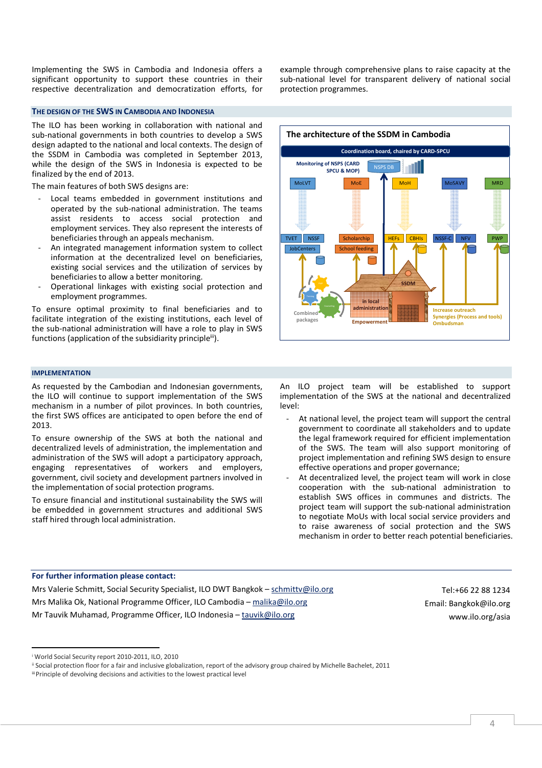Implementing the SWS in Cambodia and Indonesia offers a significant opportunity to support these countries in their respective decentralization and democratization efforts, for example through comprehensive plans to raise capacity at the sub-national level for transparent delivery of national social protection programmes.

## THE DESIGN OF THE SWS IN CAMBODIA AND INDONESIA

The ILO has been working in collaboration with national and sub-national governments in both countries to develop a SWS design adapted to the national and local contexts. The design of the SSDM in Cambodia was completed in September 2013, while the design of the SWS in Indonesia is expected to be finalized by the end of 2013.

The main features of both SWS designs are:

- Local teams embedded in government institutions and operated by the sub-national administration. The teams assist residents to access social protection and employment services. They also represent the interests of beneficiaries through an appeals mechanism.
- An integrated management information system to collect information at the decentralized level on beneficiaries, existing social services and the utilization of services by beneficiaries to allow a better monitoring.
- Operational linkages with existing social protection and employment programmes.

To ensure optimal proximity to final beneficiaries and to facilitate integration of the existing institutions, each level of the sub-national administration will have a role to play in SWS functions (application of the subsidiarity principle[iii]).

**The architecture of the SSDM in Cambodia**

Coordination board, chaired by CARD-SPCU

Monitoring of NSPS (CARD SPCU & MOP)

NSPS DB

MoLVT
MoE
MoH
MoSAVY
MRD

TVET
NSSF
JobCenters
Scholarchip
School feeding
HEFs
CBHIs
NSSF-C
NFV
PWP

SSDM

In local administration

Combined packages

Empowerment

Increase outreach

Synergies (Process and tools)

Ombudsman

## IMPLEMENTATION

As requested by the Cambodian and Indonesian governments, the ILO will continue to support implementation of the SWS mechanism in a number of pilot provinces. In both countries, the first SWS offices are anticipated to open before the end of 2013.

To ensure ownership of the SWS at both the national and decentralized levels of administration, the implementation and administration of the SWS will adopt a participatory approach, engaging representatives of workers and employers, government, civil society and development partners involved in the implementation of social protection programs.

To ensure financial and institutional sustainability the SWS will be embedded in government structures and additional SWS staff hired through local administration.

An ILO project team will be established to support implementation of the SWS at the national and decentralized level:

- At national level, the project team will support the central government to coordinate all stakeholders and to update the legal framework required for efficient implementation of the SWS. The team will also support monitoring of project implementation and refining SWS design to ensure effective operations and proper governance;
- At decentralized level, the project team will work in close cooperation with the sub-national administration to establish SWS offices in communes and districts. The project team will support the sub-national administration to negotiate MoUs with local social service providers and to raise awareness of social protection and the SWS mechanism in order to better reach potential beneficiaries.

**For further information please contact:**

Mrs Valerie Schmitt, Social Security Specialist, ILO DWT Bangkok – schmittv@ilo.org

Mrs Malika Ok, National Programme Officer, ILO Cambodia – malika@ilo.org

Mr Tauvik Muhamad, Programme Officer, ILO Indonesia – tauvik@ilo.org

Tel:+66 22 88 1234

Email: Bangkok@ilo.org

www.ilo.org/asia

---

[i] World Social Security report 2010-2011, ILO, 2010

[ii] Social protection floor for a fair and inclusive globalization, report of the advisory group chaired by Michelle Bachelet, 2011

[iii] Principle of devolving decisions and activities to the lowest practical level